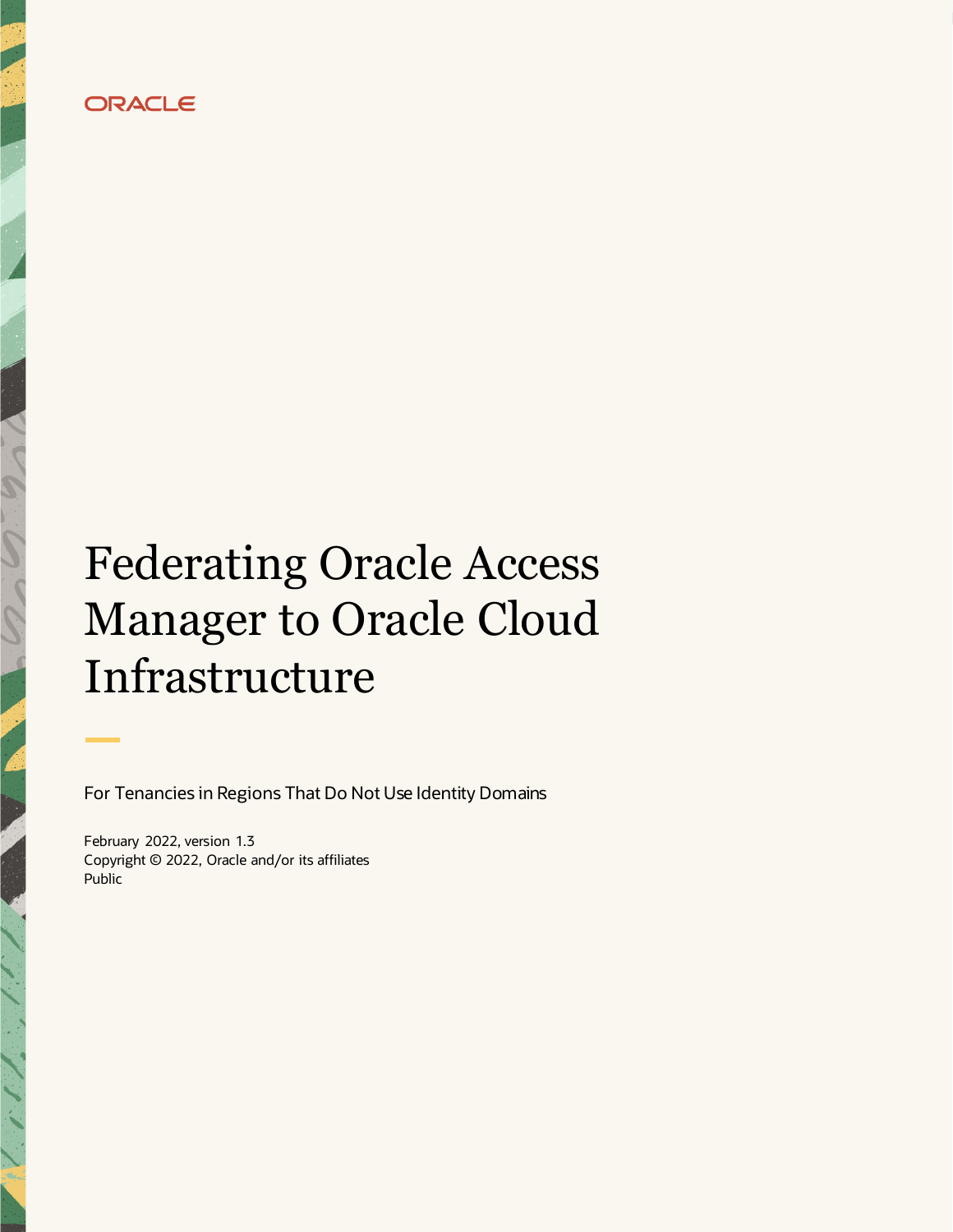ORACLE

# Federating Oracle Access Manager to Oracle Cloud Infrastructure

For Tenancies in Regions That Do Not Use Identity Domains

February 2022, version 1.3
Copyright © 2022, Oracle and/or its affiliates
Public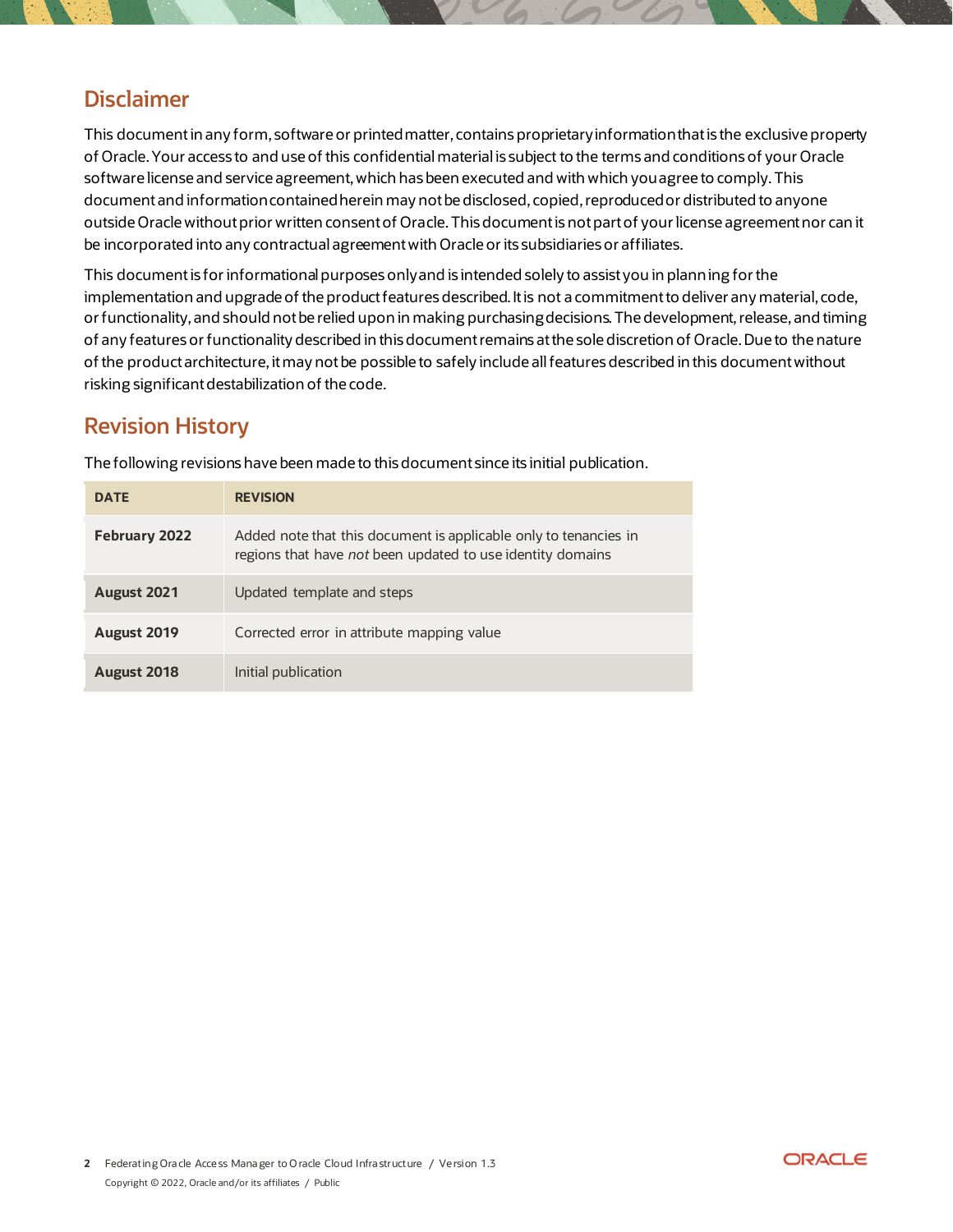## Disclaimer

This document in any form, software or printed matter, contains proprietary information that is the exclusive property of Oracle. Your access to and use of this confidential material is subject to the terms and conditions of your Oracle software license and service agreement, which has been executed and with which you agree to comply. This document and information contained herein may not be disclosed, copied, reproduced or distributed to anyone outside Oracle without prior written consent of Oracle. This document is not part of your license agreement nor can it be incorporated into any contractual agreement with Oracle or its subsidiaries or affiliates.

This document is for informational purposes only and is intended solely to assist you in planning for the implementation and upgrade of the product features described. It is not a commitment to deliver any material, code, or functionality, and should not be relied upon in making purchasing decisions. The development, release, and timing of any features or functionality described in this document remains at the sole discretion of Oracle. Due to the nature of the product architecture, it may not be possible to safely include all features described in this document without risking significant destabilization of the code.

## Revision History

The following revisions have been made to this document since its initial publication.

| DATE | REVISION |
|---|---|
| **February 2022** | Added note that this document is applicable only to tenancies in regions that have *not* been updated to use identity domains |
| **August 2021** | Updated template and steps |
| **August 2019** | Corrected error in attribute mapping value |
| **August 2018** | Initial publication |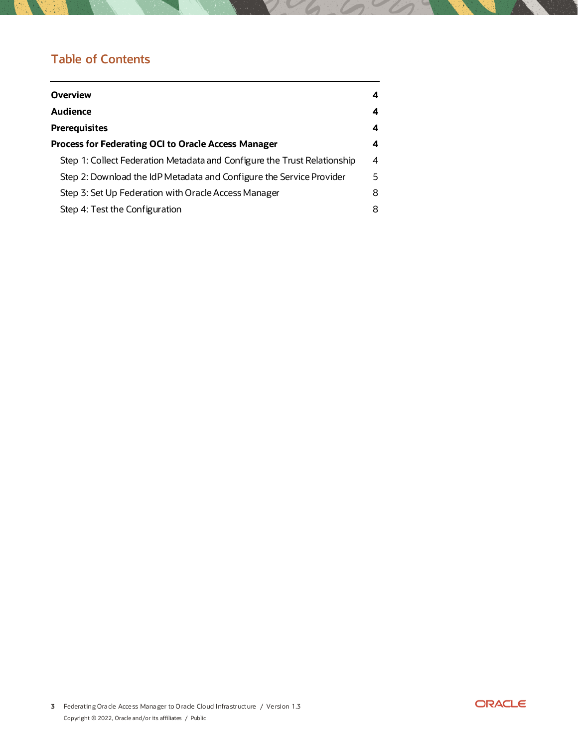## Table of Contents

| | |
|---|---|
| **Overview** | **4** |
| **Audience** | **4** |
| **Prerequisites** | **4** |
| **Process for Federating OCI to Oracle Access Manager** | **4** |
| Step 1: Collect Federation Metadata and Configure the Trust Relationship | 4 |
| Step 2: Download the IdP Metadata and Configure the Service Provider | 5 |
| Step 3: Set Up Federation with Oracle Access Manager | 8 |
| Step 4: Test the Configuration | 8 |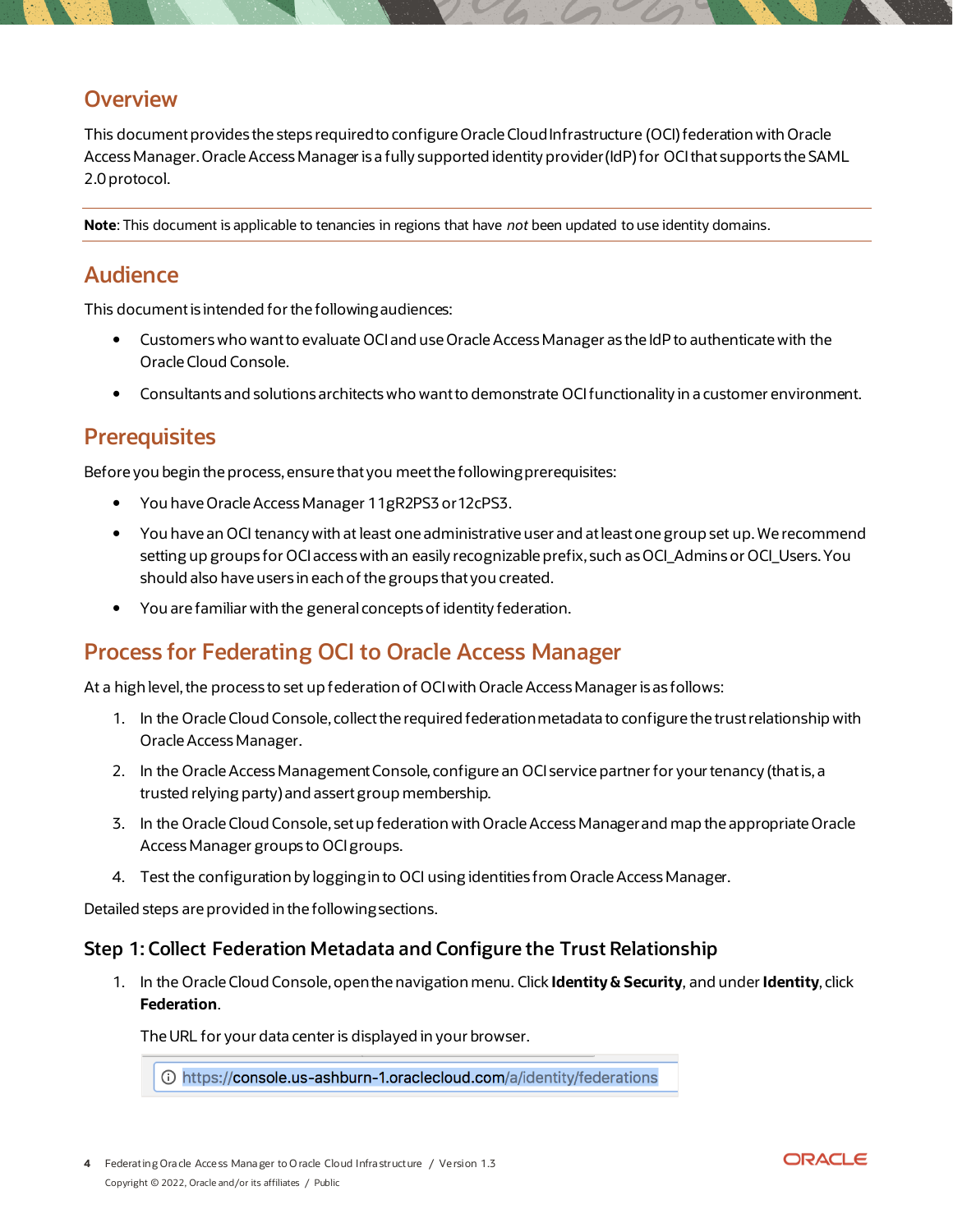## Overview

This document provides the steps required to configure Oracle Cloud Infrastructure (OCI) federation with Oracle Access Manager. Oracle Access Manager is a fully supported identity provider (IdP) for OCI that supports the SAML 2.0 protocol.

**Note**: This document is applicable to tenancies in regions that have *not* been updated to use identity domains.

## Audience

This document is intended for the following audiences:

- Customers who want to evaluate OCI and use Oracle Access Manager as the IdP to authenticate with the Oracle Cloud Console.
- Consultants and solutions architects who want to demonstrate OCI functionality in a customer environment.

## Prerequisites

Before you begin the process, ensure that you meet the following prerequisites:

- You have Oracle Access Manager 11gR2PS3 or 12cPS3.
- You have an OCI tenancy with at least one administrative user and at least one group set up. We recommend setting up groups for OCI access with an easily recognizable prefix, such as OCI_Admins or OCI_Users. You should also have users in each of the groups that you created.
- You are familiar with the general concepts of identity federation.

## Process for Federating OCI to Oracle Access Manager

At a high level, the process to set up federation of OCI with Oracle Access Manager is as follows:

1. In the Oracle Cloud Console, collect the required federation metadata to configure the trust relationship with Oracle Access Manager.
2. In the Oracle Access Management Console, configure an OCI service partner for your tenancy (that is, a trusted relying party) and assert group membership.
3. In the Oracle Cloud Console, set up federation with Oracle Access Manager and map the appropriate Oracle Access Manager groups to OCI groups.
4. Test the configuration by logging in to OCI using identities from Oracle Access Manager.

Detailed steps are provided in the following sections.

### Step 1: Collect Federation Metadata and Configure the Trust Relationship

1. In the Oracle Cloud Console, open the navigation menu. Click **Identity & Security**, and under **Identity**, click **Federation**.

   The URL for your data center is displayed in your browser.

   https://console.us-ashburn-1.oraclecloud.com/a/identity/federations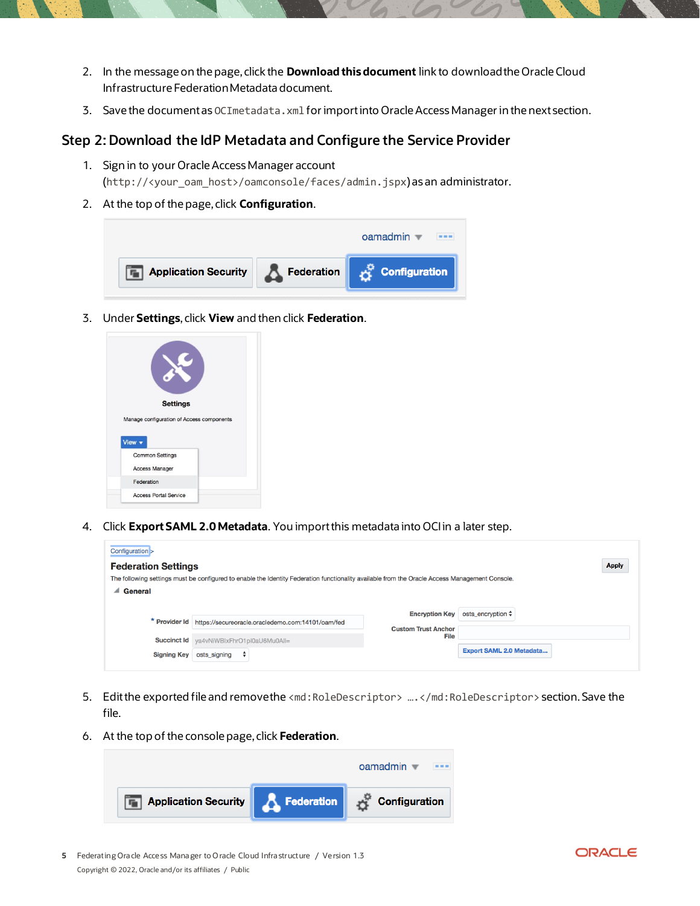2. In the message on the page, click the **Download this document** link to download the Oracle Cloud Infrastructure Federation Metadata document.
3. Save the document as `OCImetadata.xml` for import into Oracle Access Manager in the next section.

## Step 2: Download the IdP Metadata and Configure the Service Provider

1. Sign in to your Oracle Access Manager account (`http://<your_oam_host>/oamconsole/faces/admin.jspx`) as an administrator.
2. At the top of the page, click **Configuration**.
3. Under **Settings**, click **View** and then click **Federation**.
4. Click **Export SAML 2.0 Metadata**. You import this metadata into OCI in a later step.
5. Edit the exported file and remove the `<md:RoleDescriptor>` ….`</md:RoleDescriptor>` section. Save the file.
6. At the top of the console page, click **Federation**.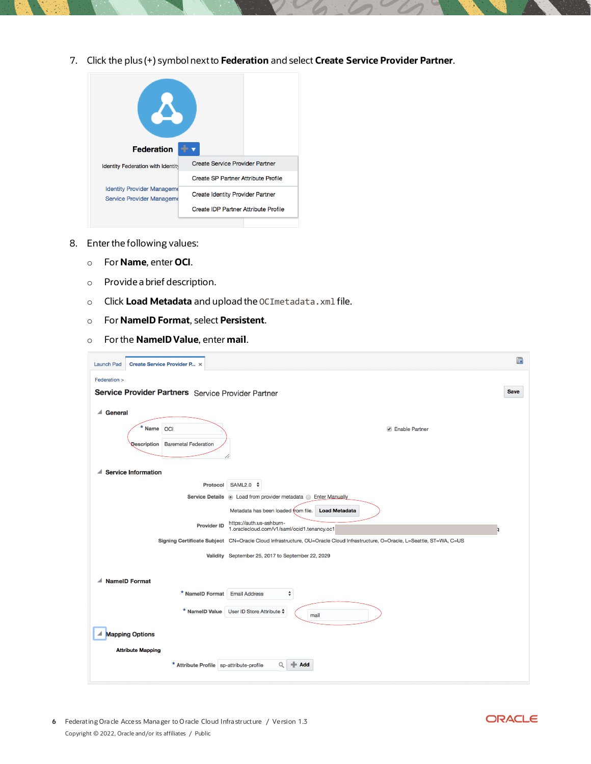7. Click the plus (+) symbol next to **Federation** and select **Create Service Provider Partner**.

8. Enter the following values:
   - For **Name**, enter **OCI**.
   - Provide a brief description.
   - Click **Load Metadata** and upload the `OCImetadata.xml` file.
   - For **NameID Format**, select **Persistent**.
   - For the **NameID Value**, enter **mail**.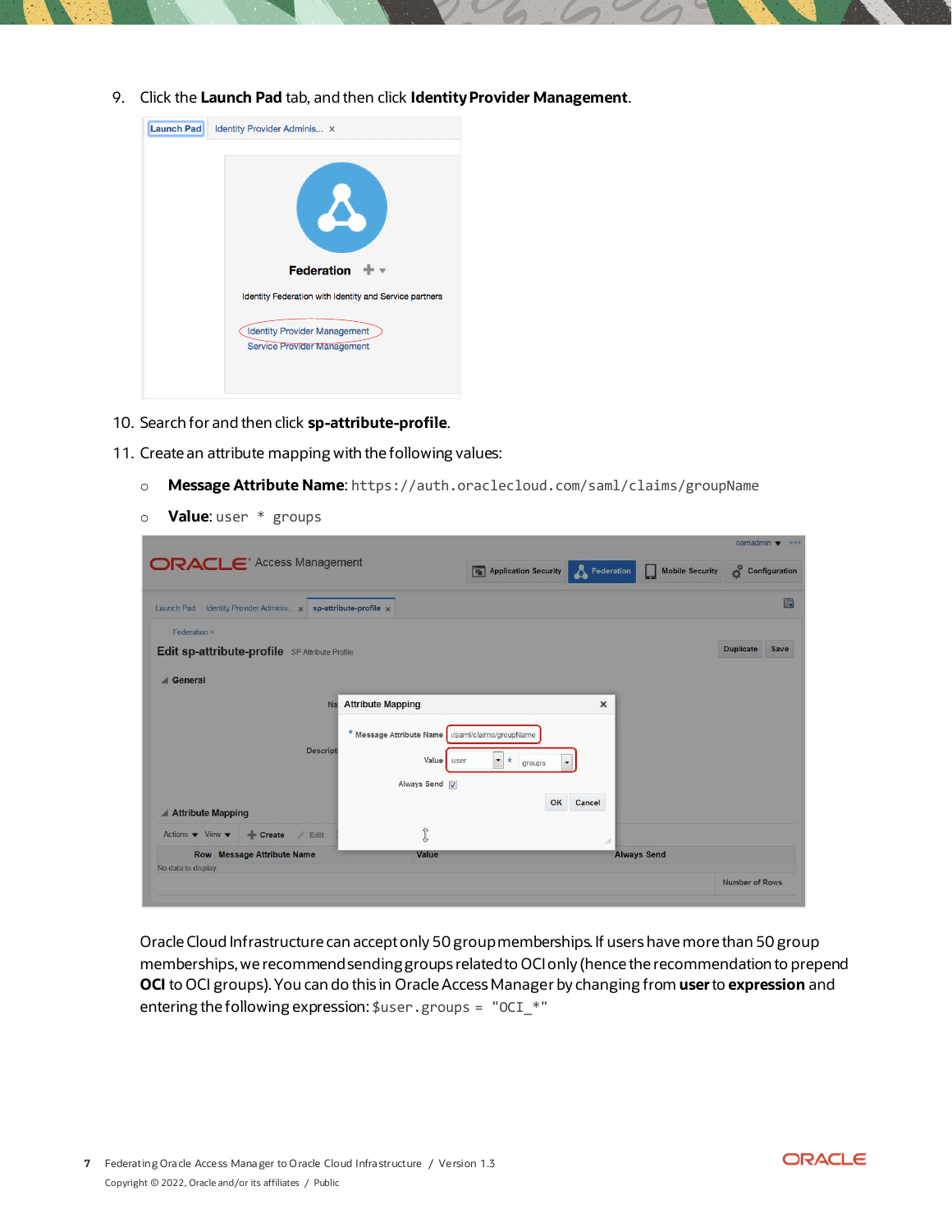9. Click the **Launch Pad** tab, and then click **Identity Provider Management**.

10. Search for and then click **sp-attribute-profile**.

11. Create an attribute mapping with the following values:

    - **Message Attribute Name**: `https://auth.oraclecloud.com/saml/claims/groupName`
    - **Value**: `user * groups`

Oracle Cloud Infrastructure can accept only 50 group memberships. If users have more than 50 group memberships, we recommend sending groups related to OCI only (hence the recommendation to prepend **OCI** to OCI groups). You can do this in Oracle Access Manager by changing from **user** to **expression** and entering the following expression: `$user.groups = "OCI_*"`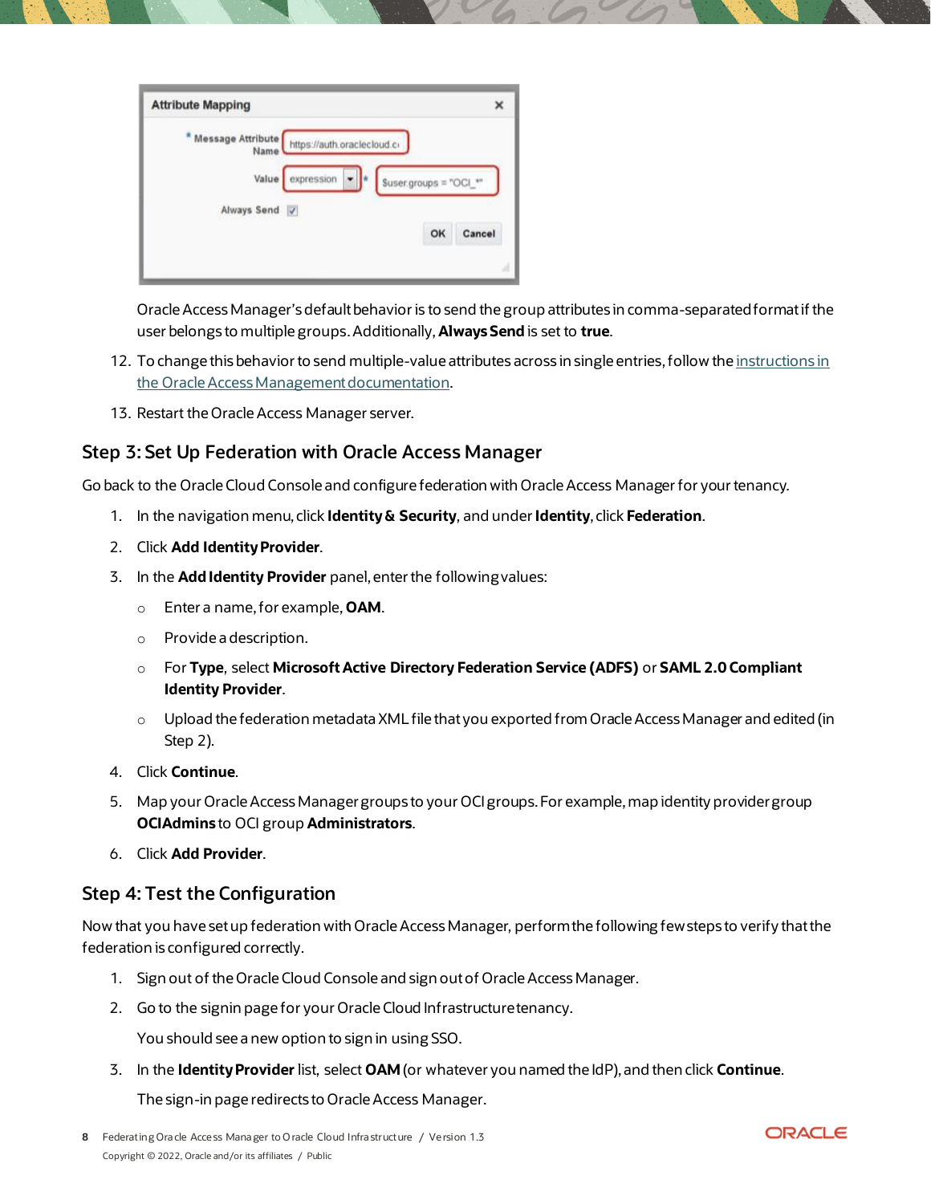Oracle Access Manager's default behavior is to send the group attributes in comma-separated format if the user belongs to multiple groups. Additionally, **Always Send** is set to **true**.

12. To change this behavior to send multiple-value attributes across in single entries, follow the [instructions in the Oracle Access Management documentation](#).

13. Restart the Oracle Access Manager server.

## Step 3: Set Up Federation with Oracle Access Manager

Go back to the Oracle Cloud Console and configure federation with Oracle Access Manager for your tenancy.

1. In the navigation menu, click **Identity & Security**, and under **Identity**, click **Federation**.
2. Click **Add Identity Provider**.
3. In the **Add Identity Provider** panel, enter the following values:
   - Enter a name, for example, **OAM**.
   - Provide a description.
   - For **Type**, select **Microsoft Active Directory Federation Service (ADFS)** or **SAML 2.0 Compliant Identity Provider**.
   - Upload the federation metadata XML file that you exported from Oracle Access Manager and edited (in Step 2).
4. Click **Continue**.
5. Map your Oracle Access Manager groups to your OCI groups. For example, map identity provider group **OCIAdmins** to OCI group **Administrators**.
6. Click **Add Provider**.

## Step 4: Test the Configuration

Now that you have set up federation with Oracle Access Manager, perform the following few steps to verify that the federation is configured correctly.

1. Sign out of the Oracle Cloud Console and sign out of Oracle Access Manager.
2. Go to the signin page for your Oracle Cloud Infrastructure tenancy.

   You should see a new option to sign in using SSO.

3. In the **Identity Provider** list, select **OAM** (or whatever you named the IdP), and then click **Continue**.

   The sign-in page redirects to Oracle Access Manager.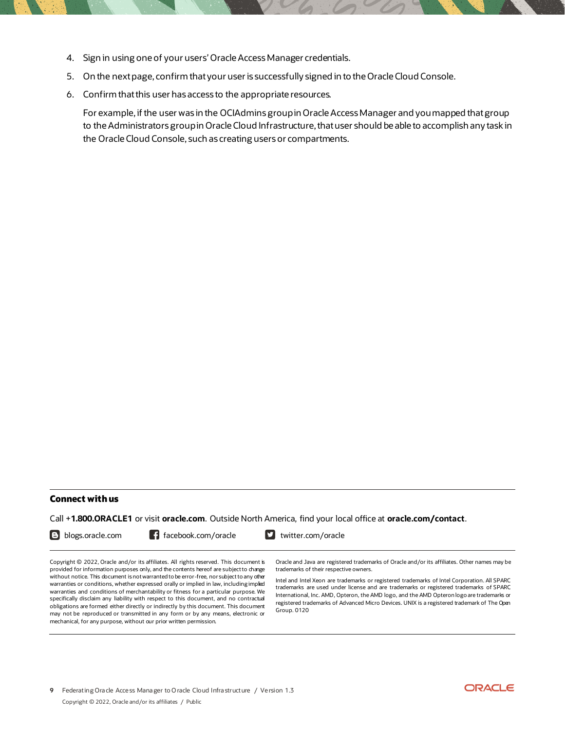4. Sign in using one of your users' Oracle Access Manager credentials.
5. On the next page, confirm that your user is successfully signed in to the Oracle Cloud Console.
6. Confirm that this user has access to the appropriate resources.

   For example, if the user was in the OCIAdmins group in Oracle Access Manager and you mapped that group to the Administrators group in Oracle Cloud Infrastructure, that user should be able to accomplish any task in the Oracle Cloud Console, such as creating users or compartments.

**Connect with us**

Call +**1.800.ORACLE1** or visit **oracle.com**. Outside North America, find your local office at **oracle.com/contact**.

blogs.oracle.com    facebook.com/oracle    twitter.com/oracle

Copyright © 2022, Oracle and/or its affiliates. All rights reserved. This document is provided for information purposes only, and the contents hereof are subject to change without notice. This document is not warranted to be error-free, nor subject to any other warranties or conditions, whether expressed orally or implied in law, including implied warranties and conditions of merchantability or fitness for a particular purpose. We specifically disclaim any liability with respect to this document, and no contractual obligations are formed either directly or indirectly by this document. This document may not be reproduced or transmitted in any form or by any means, electronic or mechanical, for any purpose, without our prior written permission.

Oracle and Java are registered trademarks of Oracle and/or its affiliates. Other names may be trademarks of their respective owners.

Intel and Intel Xeon are trademarks or registered trademarks of Intel Corporation. All SPARC trademarks are used under license and are trademarks or registered trademarks of SPARC International, Inc. AMD, Opteron, the AMD logo, and the AMD Opteron logo are trademarks or registered trademarks of Advanced Micro Devices. UNIX is a registered trademark of The Open Group. 0120